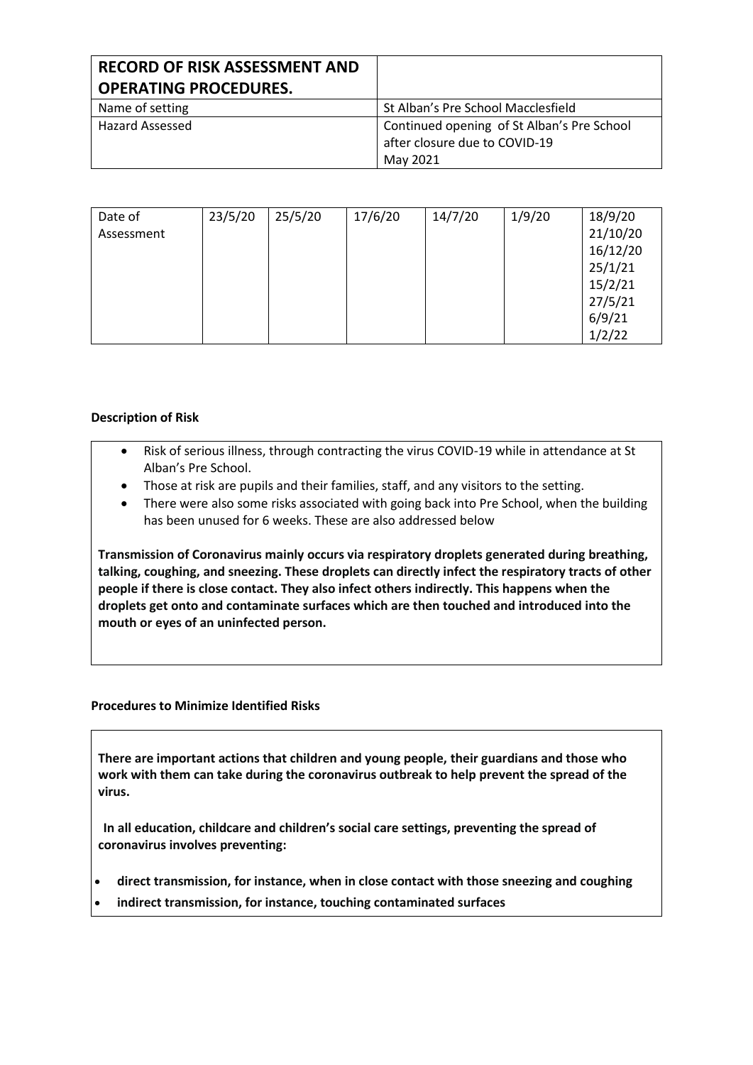| **RECORD OF RISK ASSESSMENT AND OPERATING PROCEDURES.** | |
| --- | --- |
| Name of setting | St Alban's Pre School Macclesfield |
| Hazard Assessed | Continued opening of St Alban's Pre School after closure due to COVID-19<br>May 2021 |

| Date of Assessment | 23/5/20 | 25/5/20 | 17/6/20 | 14/7/20 | 1/9/20 | 18/9/20<br>21/10/20<br>16/12/20<br>25/1/21<br>15/2/21<br>27/5/21<br>6/9/21<br>1/2/22 |
| --- | --- | --- | --- | --- | --- | --- |

**Description of Risk**

- Risk of serious illness, through contracting the virus COVID-19 while in attendance at St Alban's Pre School.
- Those at risk are pupils and their families, staff, and any visitors to the setting.
- There were also some risks associated with going back into Pre School, when the building has been unused for 6 weeks. These are also addressed below

**Transmission of Coronavirus mainly occurs via respiratory droplets generated during breathing, talking, coughing, and sneezing. These droplets can directly infect the respiratory tracts of other people if there is close contact. They also infect others indirectly. This happens when the droplets get onto and contaminate surfaces which are then touched and introduced into the mouth or eyes of an uninfected person.**

**Procedures to Minimize Identified Risks**

**There are important actions that children and young people, their guardians and those who work with them can take during the coronavirus outbreak to help prevent the spread of the virus.**

**In all education, childcare and children's social care settings, preventing the spread of coronavirus involves preventing:**

- **direct transmission, for instance, when in close contact with those sneezing and coughing**
- **indirect transmission, for instance, touching contaminated surfaces**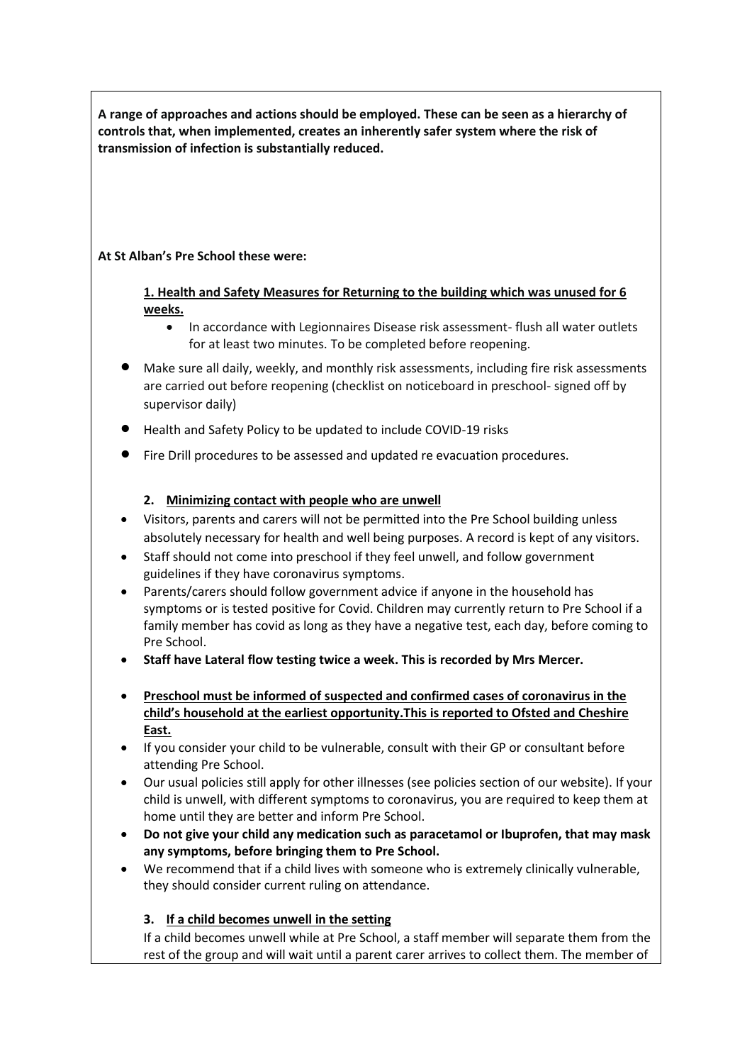**A range of approaches and actions should be employed. These can be seen as a hierarchy of controls that, when implemented, creates an inherently safer system where the risk of transmission of infection is substantially reduced.**

**At St Alban's Pre School these were:**

**1. Health and Safety Measures for Returning to the building which was unused for 6 weeks.**

- In accordance with Legionnaires Disease risk assessment- flush all water outlets for at least two minutes. To be completed before reopening.
- Make sure all daily, weekly, and monthly risk assessments, including fire risk assessments are carried out before reopening (checklist on noticeboard in preschool- signed off by supervisor daily)
- Health and Safety Policy to be updated to include COVID-19 risks
- Fire Drill procedures to be assessed and updated re evacuation procedures.

**2. Minimizing contact with people who are unwell**

- Visitors, parents and carers will not be permitted into the Pre School building unless absolutely necessary for health and well being purposes. A record is kept of any visitors.
- Staff should not come into preschool if they feel unwell, and follow government guidelines if they have coronavirus symptoms.
- Parents/carers should follow government advice if anyone in the household has symptoms or is tested positive for Covid. Children may currently return to Pre School if a family member has covid as long as they have a negative test, each day, before coming to Pre School.
- **Staff have Lateral flow testing twice a week. This is recorded by Mrs Mercer.**
- **Preschool must be informed of suspected and confirmed cases of coronavirus in the child's household at the earliest opportunity.This is reported to Ofsted and Cheshire East.**
- If you consider your child to be vulnerable, consult with their GP or consultant before attending Pre School.
- Our usual policies still apply for other illnesses (see policies section of our website). If your child is unwell, with different symptoms to coronavirus, you are required to keep them at home until they are better and inform Pre School.
- **Do not give your child any medication such as paracetamol or Ibuprofen, that may mask any symptoms, before bringing them to Pre School.**
- We recommend that if a child lives with someone who is extremely clinically vulnerable, they should consider current ruling on attendance.

**3. If a child becomes unwell in the setting**

If a child becomes unwell while at Pre School, a staff member will separate them from the rest of the group and will wait until a parent carer arrives to collect them. The member of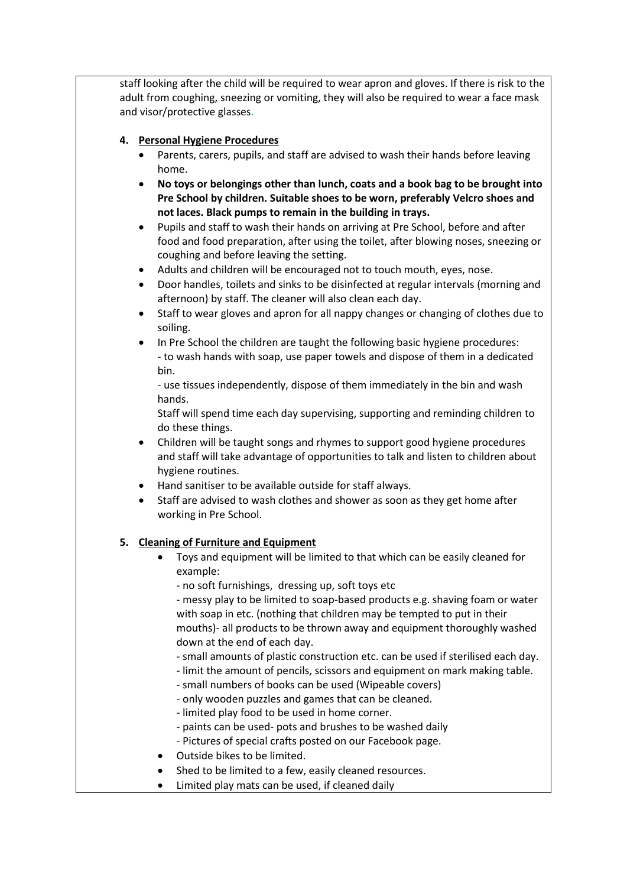staff looking after the child will be required to wear apron and gloves. If there is risk to the adult from coughing, sneezing or vomiting, they will also be required to wear a face mask and visor/protective glasses.

4. **Personal Hygiene Procedures**
   - Parents, carers, pupils, and staff are advised to wash their hands before leaving home.
   - **No toys or belongings other than lunch, coats and a book bag to be brought into Pre School by children. Suitable shoes to be worn, preferably Velcro shoes and not laces. Black pumps to remain in the building in trays.**
   - Pupils and staff to wash their hands on arriving at Pre School, before and after food and food preparation, after using the toilet, after blowing noses, sneezing or coughing and before leaving the setting.
   - Adults and children will be encouraged not to touch mouth, eyes, nose.
   - Door handles, toilets and sinks to be disinfected at regular intervals (morning and afternoon) by staff. The cleaner will also clean each day.
   - Staff to wear gloves and apron for all nappy changes or changing of clothes due to soiling.
   - In Pre School the children are taught the following basic hygiene procedures:
     - to wash hands with soap, use paper towels and dispose of them in a dedicated bin.
     - use tissues independently, dispose of them immediately in the bin and wash hands.

     Staff will spend time each day supervising, supporting and reminding children to do these things.
   - Children will be taught songs and rhymes to support good hygiene procedures and staff will take advantage of opportunities to talk and listen to children about hygiene routines.
   - Hand sanitiser to be available outside for staff always.
   - Staff are advised to wash clothes and shower as soon as they get home after working in Pre School.

5. **Cleaning of Furniture and Equipment**
   - Toys and equipment will be limited to that which can be easily cleaned for example:
     - no soft furnishings, dressing up, soft toys etc
     - messy play to be limited to soap-based products e.g. shaving foam or water with soap in etc. (nothing that children may be tempted to put in their mouths)- all products to be thrown away and equipment thoroughly washed down at the end of each day.
     - small amounts of plastic construction etc. can be used if sterilised each day.
     - limit the amount of pencils, scissors and equipment on mark making table.
     - small numbers of books can be used (Wipeable covers)
     - only wooden puzzles and games that can be cleaned.
     - limited play food to be used in home corner.
     - paints can be used- pots and brushes to be washed daily
     - Pictures of special crafts posted on our Facebook page.
   - Outside bikes to be limited.
   - Shed to be limited to a few, easily cleaned resources.
   - Limited play mats can be used, if cleaned daily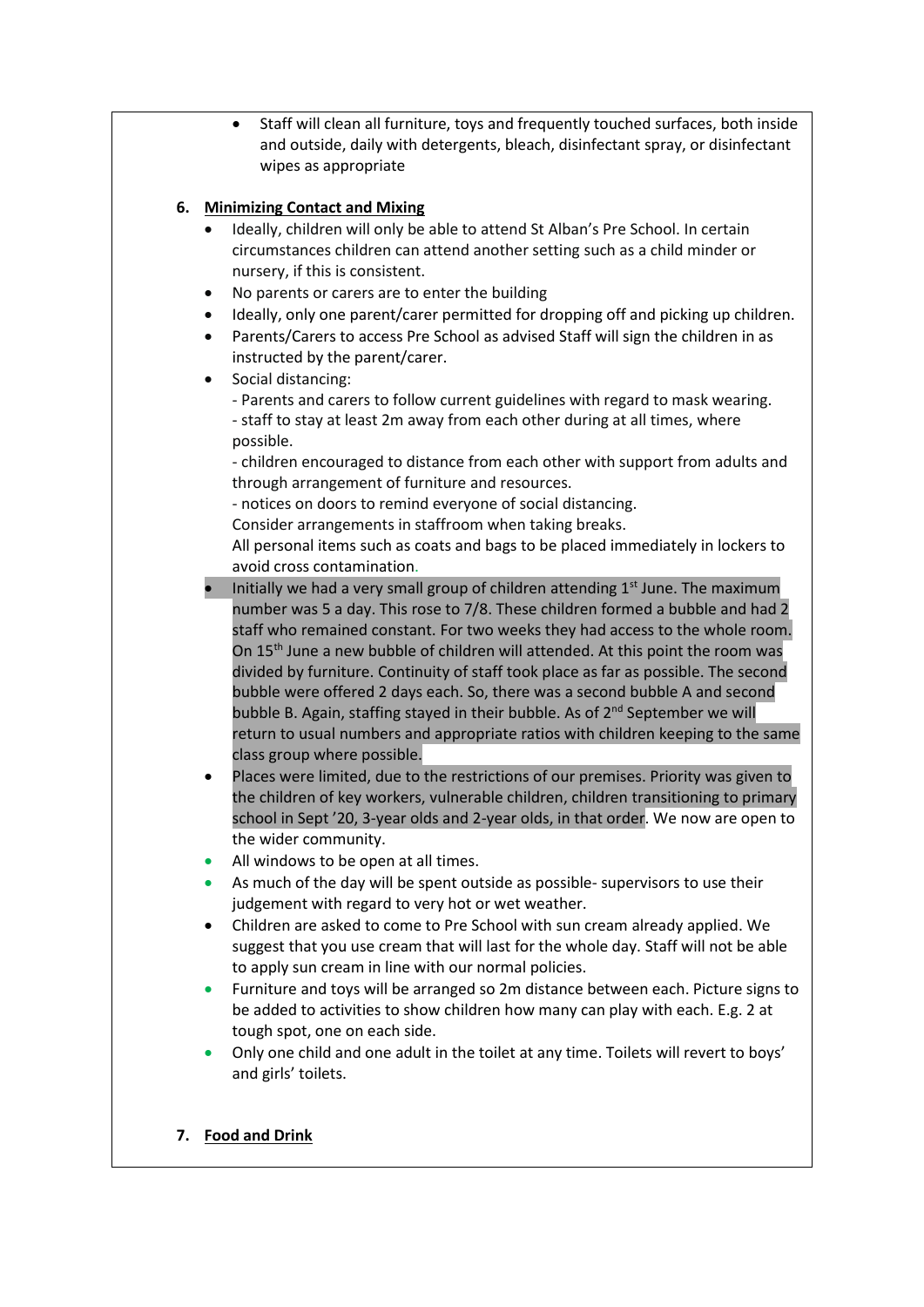- Staff will clean all furniture, toys and frequently touched surfaces, both inside and outside, daily with detergents, bleach, disinfectant spray, or disinfectant wipes as appropriate

6. **Minimizing Contact and Mixing**
   - Ideally, children will only be able to attend St Alban's Pre School. In certain circumstances children can attend another setting such as a child minder or nursery, if this is consistent.
   - No parents or carers are to enter the building
   - Ideally, only one parent/carer permitted for dropping off and picking up children.
   - Parents/Carers to access Pre School as advised Staff will sign the children in as instructed by the parent/carer.
   - Social distancing:
     - Parents and carers to follow current guidelines with regard to mask wearing.
     - staff to stay at least 2m away from each other during at all times, where possible.
     - children encouraged to distance from each other with support from adults and through arrangement of furniture and resources.
     - notices on doors to remind everyone of social distancing.

     Consider arrangements in staffroom when taking breaks.

     All personal items such as coats and bags to be placed immediately in lockers to avoid cross contamination.
   - Initially we had a very small group of children attending 1st June. The maximum number was 5 a day. This rose to 7/8. These children formed a bubble and had 2 staff who remained constant. For two weeks they had access to the whole room. On 15th June a new bubble of children will attended. At this point the room was divided by furniture. Continuity of staff took place as far as possible. The second bubble were offered 2 days each. So, there was a second bubble A and second bubble B. Again, staffing stayed in their bubble. As of 2nd September we will return to usual numbers and appropriate ratios with children keeping to the same class group where possible.
   - Places were limited, due to the restrictions of our premises. Priority was given to the children of key workers, vulnerable children, children transitioning to primary school in Sept '20, 3-year olds and 2-year olds, in that order. We now are open to the wider community.
   - All windows to be open at all times.
   - As much of the day will be spent outside as possible- supervisors to use their judgement with regard to very hot or wet weather.
   - Children are asked to come to Pre School with sun cream already applied. We suggest that you use cream that will last for the whole day. Staff will not be able to apply sun cream in line with our normal policies.
   - Furniture and toys will be arranged so 2m distance between each. Picture signs to be added to activities to show children how many can play with each. E.g. 2 at tough spot, one on each side.
   - Only one child and one adult in the toilet at any time. Toilets will revert to boys' and girls' toilets.

7. **Food and Drink**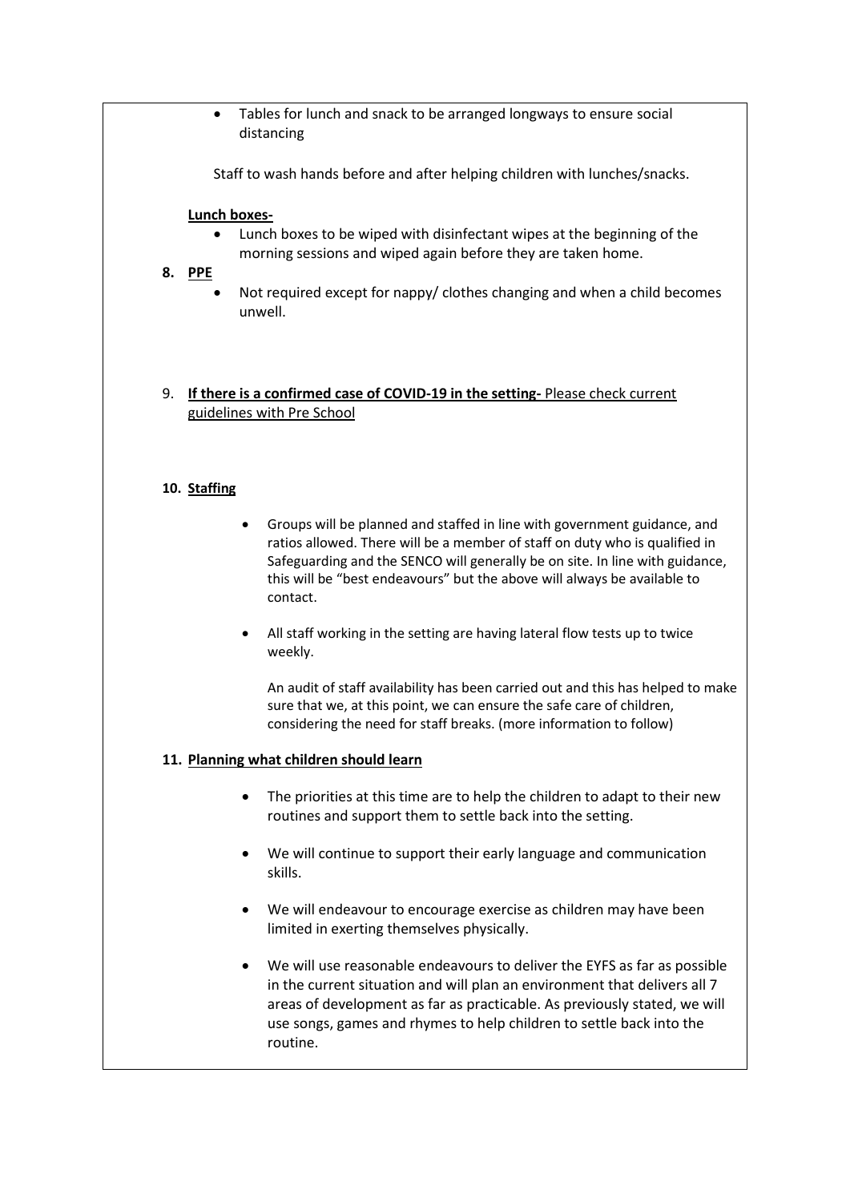- Tables for lunch and snack to be arranged longways to ensure social distancing

Staff to wash hands before and after helping children with lunches/snacks.

**Lunch boxes-**

- Lunch boxes to be wiped with disinfectant wipes at the beginning of the morning sessions and wiped again before they are taken home.

**8. PPE**

- Not required except for nappy/ clothes changing and when a child becomes unwell.

9. **If there is a confirmed case of COVID-19 in the setting-** Please check current guidelines with Pre School

**10. Staffing**

- Groups will be planned and staffed in line with government guidance, and ratios allowed. There will be a member of staff on duty who is qualified in Safeguarding and the SENCO will generally be on site. In line with guidance, this will be "best endeavours" but the above will always be available to contact.

- All staff working in the setting are having lateral flow tests up to twice weekly.

  An audit of staff availability has been carried out and this has helped to make sure that we, at this point, we can ensure the safe care of children, considering the need for staff breaks. (more information to follow)

**11. Planning what children should learn**

- The priorities at this time are to help the children to adapt to their new routines and support them to settle back into the setting.

- We will continue to support their early language and communication skills.

- We will endeavour to encourage exercise as children may have been limited in exerting themselves physically.

- We will use reasonable endeavours to deliver the EYFS as far as possible in the current situation and will plan an environment that delivers all 7 areas of development as far as practicable. As previously stated, we will use songs, games and rhymes to help children to settle back into the routine.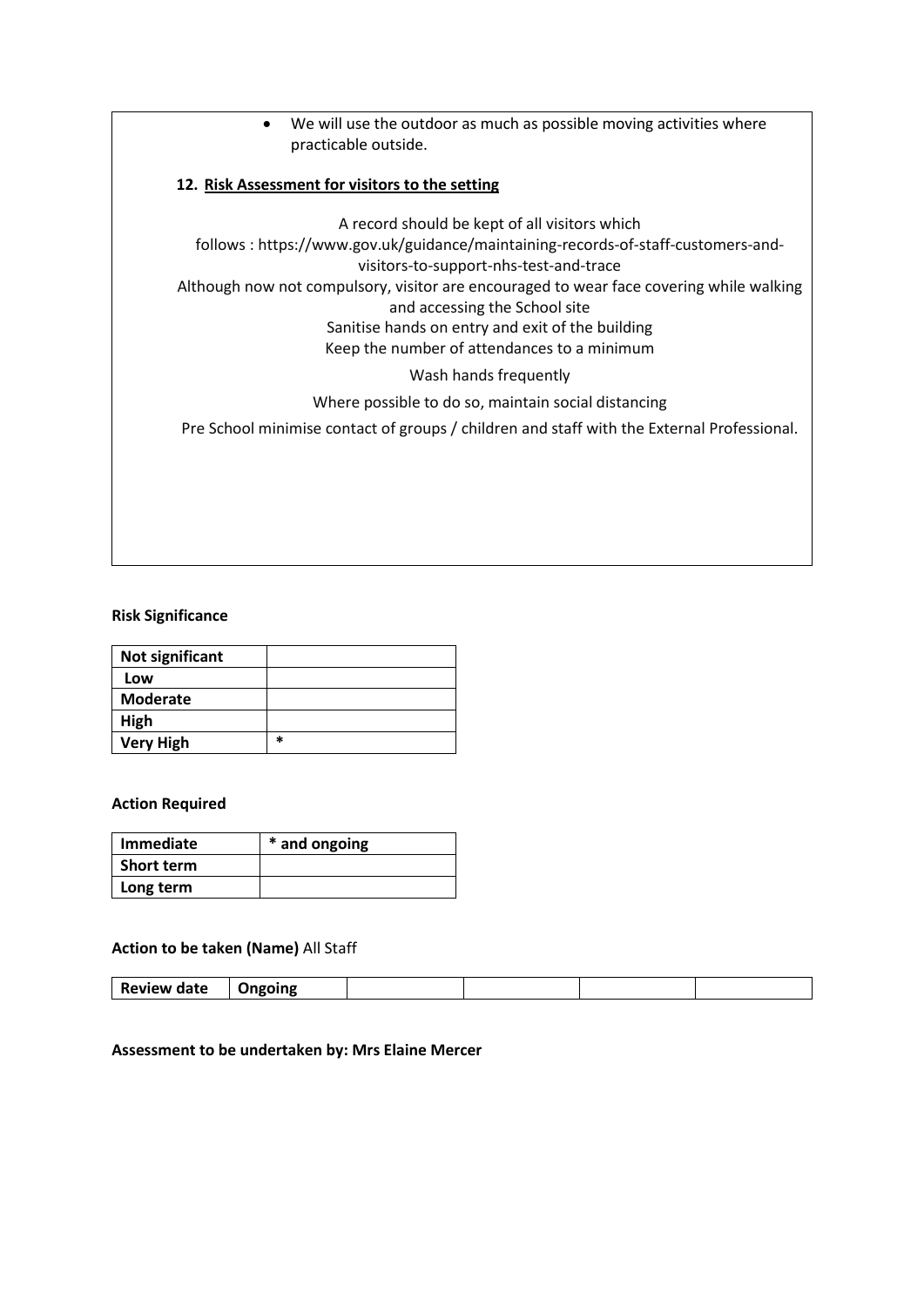- We will use the outdoor as much as possible moving activities where practicable outside.

**12. Risk Assessment for visitors to the setting**

A record should be kept of all visitors which follows : https://www.gov.uk/guidance/maintaining-records-of-staff-customers-and-visitors-to-support-nhs-test-and-trace

Although now not compulsory, visitor are encouraged to wear face covering while walking and accessing the School site

Sanitise hands on entry and exit of the building

Keep the number of attendances to a minimum

Wash hands frequently

Where possible to do so, maintain social distancing

Pre School minimise contact of groups / children and staff with the External Professional.

**Risk Significance**

| | |
|---|---|
| **Not significant** | |
| **Low** | |
| **Moderate** | |
| **High** | |
| **Very High** | * |

**Action Required**

| | |
|---|---|
| **Immediate** | * and ongoing |
| **Short term** | |
| **Long term** | |

**Action to be taken (Name)** All Staff

| | | | | | |
|---|---|---|---|---|---|
| **Review date** | **Ongoing** | | | | |

**Assessment to be undertaken by: Mrs Elaine Mercer**